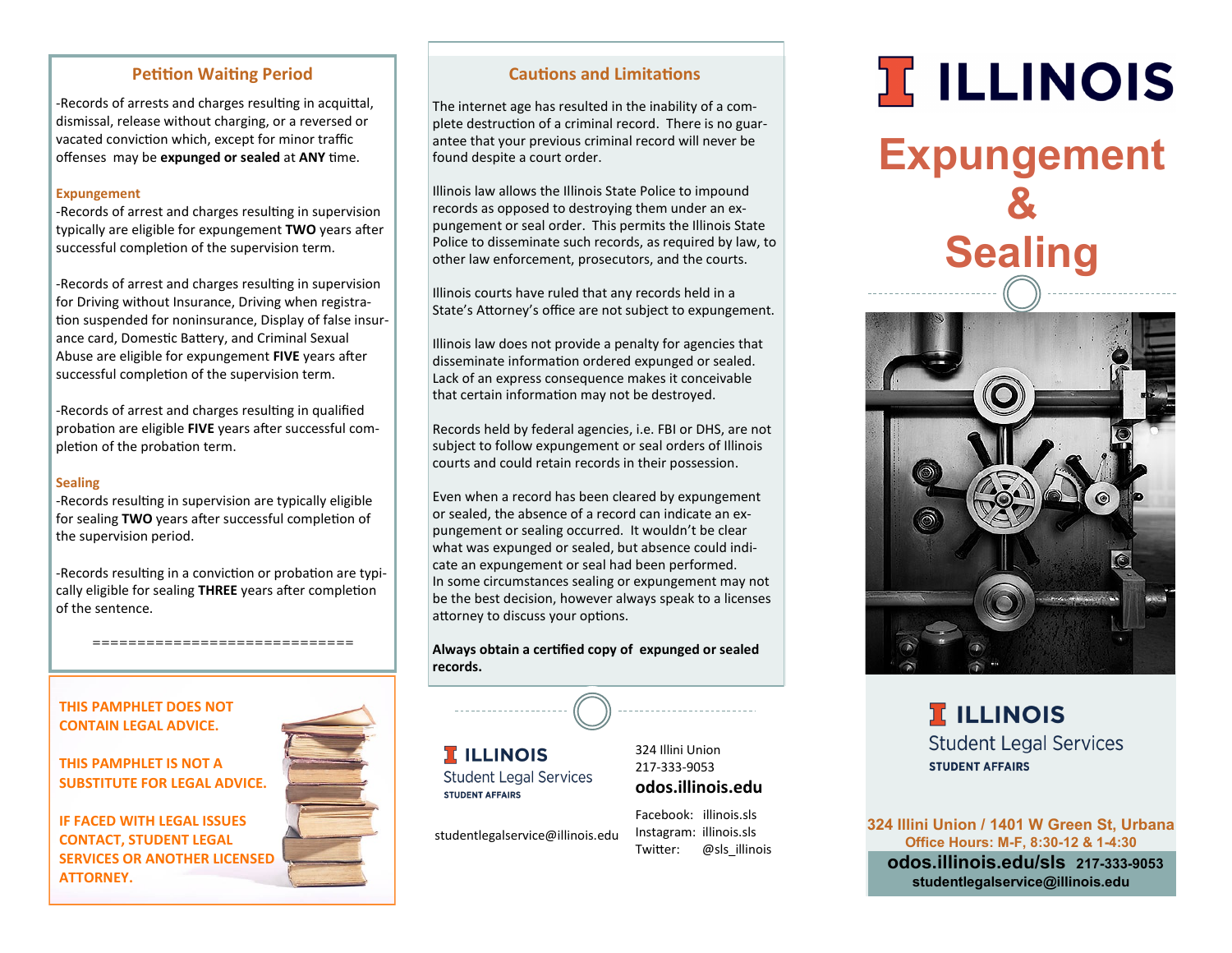## Petition Waiting Period

-Records of arrests and charges resulting in acquittal, dismissal, release without charging, or a reversed or vacated conviction which, except for minor traffic offenses may be **expunged or sealed** at **ANY** time.

### Expungement

-Records of arrest and charges resulting in supervision typically are eligible for expungement **TWO** years after successful completion of the supervision term.

-Records of arrest and charges resulting in supervision for Driving without Insurance, Driving when registration suspended for noninsurance, Display of false insurance card, Domestic Battery, and Criminal Sexual Abuse are eligible for expungement **FIVE** years after successful completion of the supervision term.

-Records of arrest and charges resulting in qualified probation are eligible **FIVE** years after successful completion of the probation term.

### Sealing

-Records resulting in supervision are typically eligible for sealing **TWO** years after successful completion of the supervision period.

-Records resulting in a conviction or probation are typically eligible for sealing **THREE** years after completion of the sentence.

============================

**THIS PAMPHLET DOES NOT CONTAIN LEGAL ADVICE.**

**THIS PAMPHLET IS NOT A SUBSTITUTE FOR LEGAL ADVICE.**

**IF FACED WITH LEGAL ISSUES CONTACT, STUDENT LEGAL SERVICES OR ANOTHER LICENSED ATTORNEY.**

## Cautions and Limitations

The internet age has resulted in the inability of a complete destruction of a criminal record. There is no guarantee that your previous criminal record will never be found despite a court order.

Illinois law allows the Illinois State Police to impound records as opposed to destroying them under an expungement or seal order. This permits the Illinois State Police to disseminate such records, as required by law, to other law enforcement, prosecutors, and the courts.

Illinois courts have ruled that any records held in a State's Attorney's office are not subject to expungement.

Illinois law does not provide a penalty for agencies that disseminate information ordered expunged or sealed. Lack of an express consequence makes it conceivable that certain information may not be destroyed.

Records held by federal agencies, i.e. FBI or DHS, are not subject to follow expungement or seal orders of Illinois courts and could retain records in their possession.

Even when a record has been cleared by expungement or sealed, the absence of a record can indicate an expungement or sealing occurred. It wouldn't be clear what was expunged or sealed, but absence could indicate an expungement or seal had been performed. In some circumstances sealing or expungement may not be the best decision, however always speak to a licenses attorney to discuss your options.

**Always obtain a certified copy of expunged or sealed records.**

ILLINOIS
Student Legal Services
STUDENT AFFAIRS

324 Illini Union
217-333-9053
**odos.illinois.edu**

studentlegalservice@illinois.edu

Facebook: illinois.sls
Instagram: illinois.sls
Twitter: @sls_illinois

# ILLINOIS

# Expungement & Sealing

ILLINOIS
Student Legal Services
STUDENT AFFAIRS

**324 Illini Union / 1401 W Green St, Urbana**
**Office Hours: M-F, 8:30-12 & 1-4:30**
**odos.illinois.edu/sls 217-333-9053**
**studentlegalservice@illinois.edu**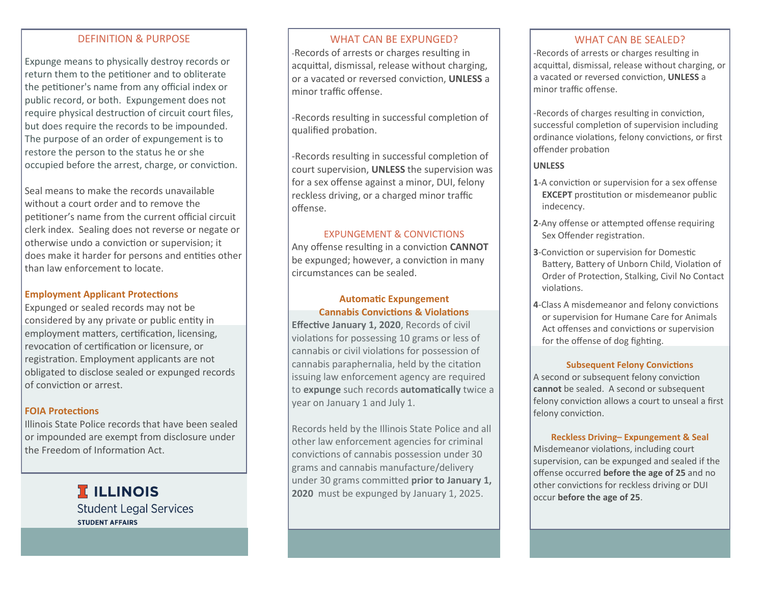## DEFINITION & PURPOSE

Expunge means to physically destroy records or return them to the petitioner and to obliterate the petitioner's name from any official index or public record, or both. Expungement does not require physical destruction of circuit court files, but does require the records to be impounded. The purpose of an order of expungement is to restore the person to the status he or she occupied before the arrest, charge, or conviction.

Seal means to make the records unavailable without a court order and to remove the petitioner's name from the current official circuit clerk index. Sealing does not reverse or negate or otherwise undo a conviction or supervision; it does make it harder for persons and entities other than law enforcement to locate.

### Employment Applicant Protections

Expunged or sealed records may not be considered by any private or public entity in employment matters, certification, licensing, revocation of certification or licensure, or registration. Employment applicants are not obligated to disclose sealed or expunged records of conviction or arrest.

### FOIA Protections

Illinois State Police records that have been sealed or impounded are exempt from disclosure under the Freedom of Information Act.

**I ILLINOIS**
Student Legal Services
STUDENT AFFAIRS

## WHAT CAN BE EXPUNGED?

-Records of arrests or charges resulting in acquittal, dismissal, release without charging, or a vacated or reversed conviction, **UNLESS** a minor traffic offense.

-Records resulting in successful completion of qualified probation.

-Records resulting in successful completion of court supervision, **UNLESS** the supervision was for a sex offense against a minor, DUI, felony reckless driving, or a charged minor traffic offense.

## EXPUNGEMENT & CONVICTIONS

Any offense resulting in a conviction **CANNOT** be expunged; however, a conviction in many circumstances can be sealed.

### Automatic Expungement Cannabis Convictions & Violations

**Effective January 1, 2020**, Records of civil violations for possessing 10 grams or less of cannabis or civil violations for possession of cannabis paraphernalia, held by the citation issuing law enforcement agency are required to **expunge** such records **automatically** twice a year on January 1 and July 1.

Records held by the Illinois State Police and all other law enforcement agencies for criminal convictions of cannabis possession under 30 grams and cannabis manufacture/delivery under 30 grams committed **prior to January 1, 2020** must be expunged by January 1, 2025.

## WHAT CAN BE SEALED?

-Records of arrests or charges resulting in acquittal, dismissal, release without charging, or a vacated or reversed conviction, **UNLESS** a minor traffic offense.

-Records of charges resulting in conviction, successful completion of supervision including ordinance violations, felony convictions, or first offender probation

**UNLESS**

**1**-A conviction or supervision for a sex offense **EXCEPT** prostitution or misdemeanor public indecency.

**2**-Any offense or attempted offense requiring Sex Offender registration.

**3**-Conviction or supervision for Domestic Battery, Battery of Unborn Child, Violation of Order of Protection, Stalking, Civil No Contact violations.

**4**-Class A misdemeanor and felony convictions or supervision for Humane Care for Animals Act offenses and convictions or supervision for the offense of dog fighting.

### Subsequent Felony Convictions

A second or subsequent felony conviction **cannot** be sealed. A second or subsequent felony conviction allows a court to unseal a first felony conviction.

### Reckless Driving– Expungement & Seal

Misdemeanor violations, including court supervision, can be expunged and sealed if the offense occurred **before the age of 25** and no other convictions for reckless driving or DUI occur **before the age of 25**.